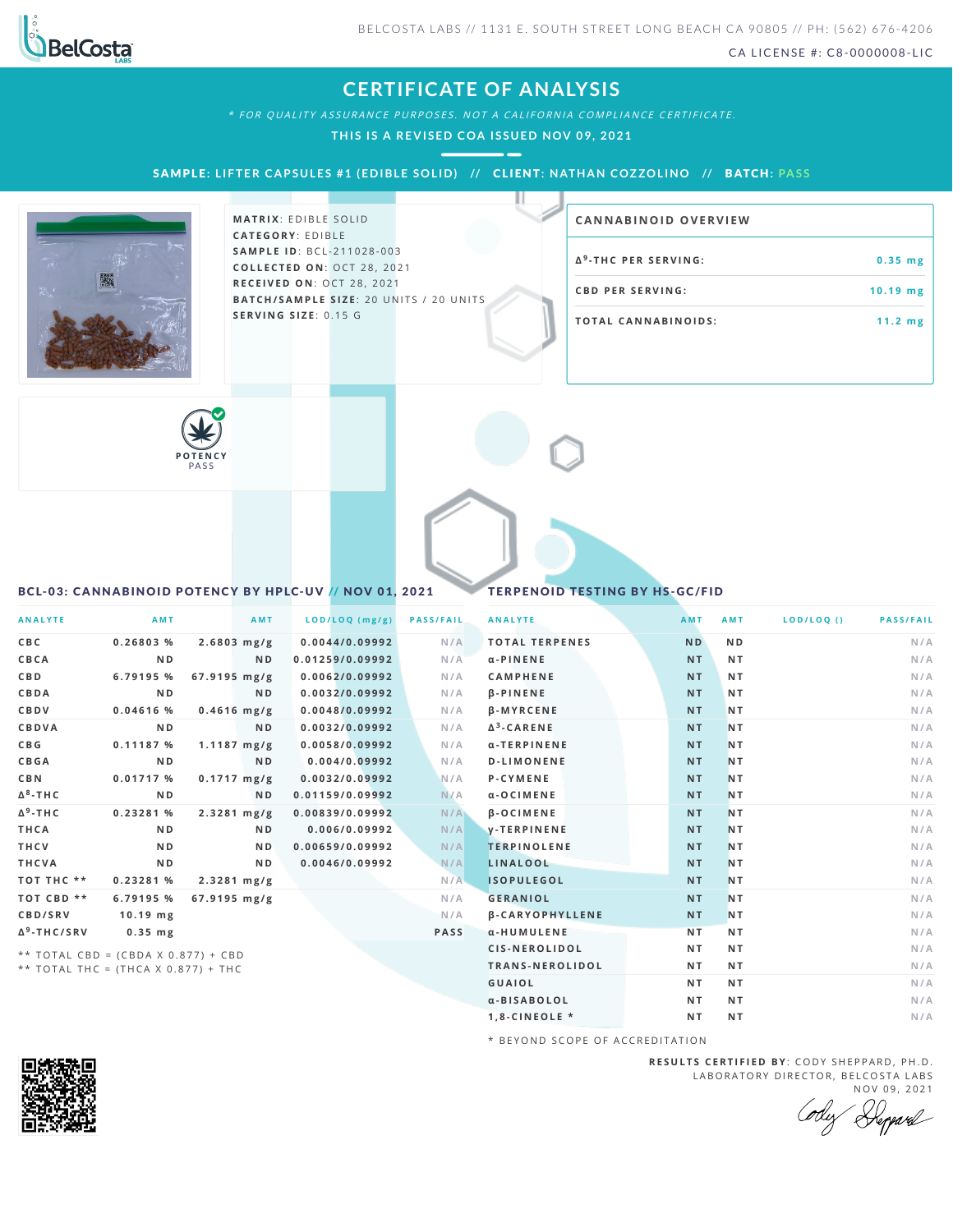BELCOSTA LABS // 1131 E. SOUTH STREET LONG BEACH CA 90805 // PH: (562) 676-4206

CA LICENSE #: C8-0000008-LIC

# CERTIFICATE OF ANALYSIS

*\* FOR QUALITY ASSURANCE PURPOSES. NOT A CALIFORNIA COMPLIANCE CERTIFICATE.*

**THIS IS A REVISED COA ISSUED NOV 09, 2021**

**SAMPLE: LIFTER CAPSULES #1 (EDIBLE SOLID) // CLIENT: NATHAN COZZOLINO // BATCH: PASS**

**MATRIX**: EDIBLE SOLID
**CATEGORY**: EDIBLE
**SAMPLE ID**: BCL-211028-003
**COLLECTED ON**: OCT 28, 2021
**RECEIVED ON**: OCT 28, 2021
**BATCH/SAMPLE SIZE**: 20 UNITS / 20 UNITS
**SERVING SIZE**: 0.15 G

## CANNABINOID OVERVIEW

| | |
|---|---|
| $\Delta^9$-THC PER SERVING: | 0.35 mg |
| CBD PER SERVING: | 10.19 mg |
| TOTAL CANNABINOIDS: | 11.2 mg |

POTENCY PASS

## BCL-03: CANNABINOID POTENCY BY HPLC-UV // NOV 01, 2021

| ANALYTE | AMT | AMT | LOD/LOQ (mg/g) | PASS/FAIL |
|---|---|---|---|---|
| CBC | 0.26803 % | 2.6803 mg/g | 0.0044/0.09992 | N/A |
| CBCA | ND | ND | 0.01259/0.09992 | N/A |
| CBD | 6.79195 % | 67.9195 mg/g | 0.0062/0.09992 | N/A |
| CBDA | ND | ND | 0.0032/0.09992 | N/A |
| CBDV | 0.04616 % | 0.4616 mg/g | 0.0048/0.09992 | N/A |
| CBDVA | ND | ND | 0.0032/0.09992 | N/A |
| CBG | 0.11187 % | 1.1187 mg/g | 0.0058/0.09992 | N/A |
| CBGA | ND | ND | 0.004/0.09992 | N/A |
| CBN | 0.01717 % | 0.1717 mg/g | 0.0032/0.09992 | N/A |
| $\Delta^8$-THC | ND | ND | 0.01159/0.09992 | N/A |
| $\Delta^9$-THC | 0.23281 % | 2.3281 mg/g | 0.00839/0.09992 | N/A |
| THCA | ND | ND | 0.006/0.09992 | N/A |
| THCV | ND | ND | 0.00659/0.09992 | N/A |
| THCVA | ND | ND | 0.0046/0.09992 | N/A |
| TOT THC ** | 0.23281 % | 2.3281 mg/g | | N/A |
| TOT CBD ** | 6.79195 % | 67.9195 mg/g | | N/A |
| CBD/SRV | 10.19 mg | | | N/A |
| $\Delta^9$-THC/SRV | 0.35 mg | | | PASS |

\*\* TOTAL CBD = (CBDA X 0.877) + CBD
\*\* TOTAL THC = (THCA X 0.877) + THC

## TERPENOID TESTING BY HS-GC/FID

| ANALYTE | AMT | AMT | LOD/LOQ () | PASS/FAIL |
|---|---|---|---|---|
| TOTAL TERPENES | ND | ND | | N/A |
| α-PINENE | NT | NT | | N/A |
| CAMPHENE | NT | NT | | N/A |
| β-PINENE | NT | NT | | N/A |
| β-MYRCENE | NT | NT | | N/A |
| $\Delta^3$-CARENE | NT | NT | | N/A |
| α-TERPINENE | NT | NT | | N/A |
| D-LIMONENE | NT | NT | | N/A |
| P-CYMENE | NT | NT | | N/A |
| α-OCIMENE | NT | NT | | N/A |
| β-OCIMENE | NT | NT | | N/A |
| γ-TERPINENE | NT | NT | | N/A |
| TERPINOLENE | NT | NT | | N/A |
| LINALOOL | NT | NT | | N/A |
| ISOPULEGOL | NT | NT | | N/A |
| GERANIOL | NT | NT | | N/A |
| β-CARYOPHYLLENE | NT | NT | | N/A |
| α-HUMULENE | NT | NT | | N/A |
| CIS-NEROLIDOL | NT | NT | | N/A |
| TRANS-NEROLIDOL | NT | NT | | N/A |
| GUAIOL | NT | NT | | N/A |
| α-BISABOLOL | NT | NT | | N/A |
| 1,8-CINEOLE * | NT | NT | | N/A |

\* BEYOND SCOPE OF ACCREDITATION

**RESULTS CERTIFIED BY**: CODY SHEPPARD, PH.D.
LABORATORY DIRECTOR, BELCOSTA LABS
NOV 09, 2021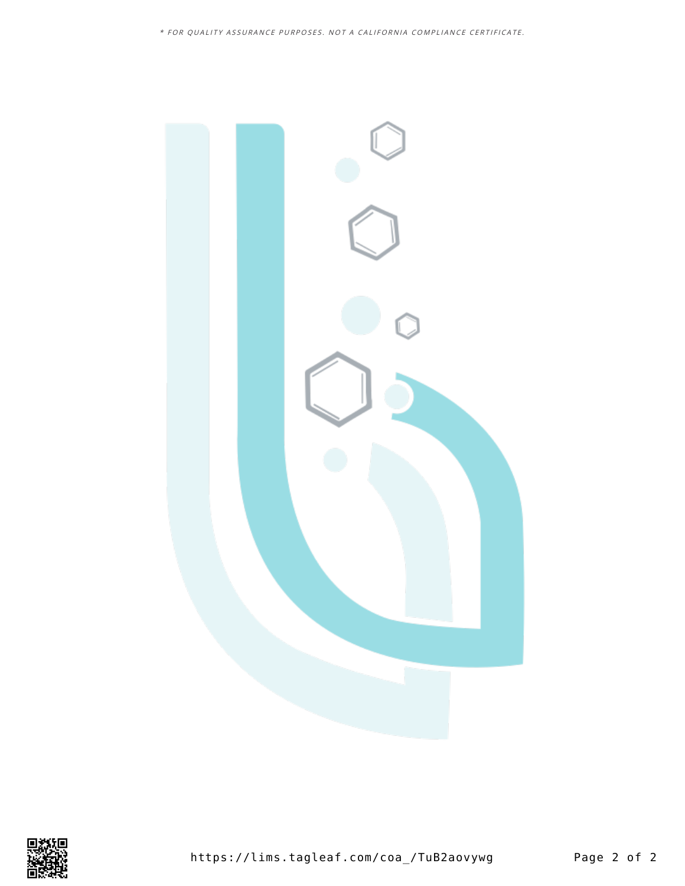* FOR QUALITY ASSURANCE PURPOSES. NOT A CALIFORNIA COMPLIANCE CERTIFICATE.

https://lims.tagleaf.com/coa_/TuB2aovywg